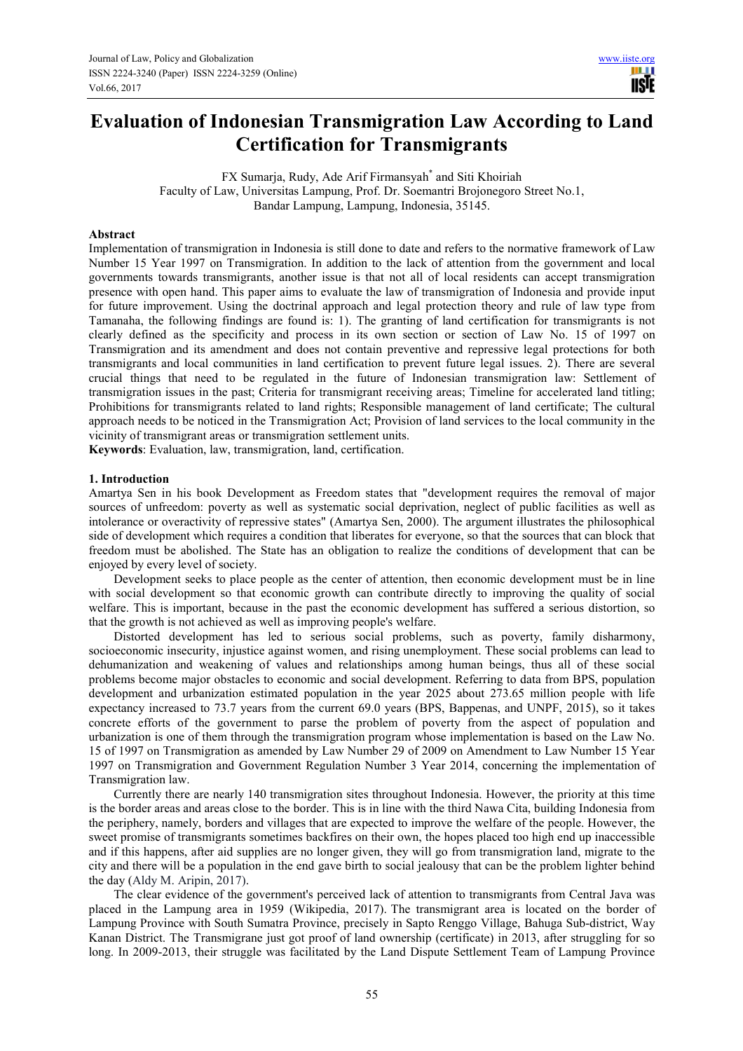# Evaluation of Indonesian Transmigration Law According to Land Certification for Transmigrants

FX Sumarja, Rudy, Ade Arif Firmansyah* and Siti Khoiriah
Faculty of Law, Universitas Lampung, Prof. Dr. Soemantri Brojonegoro Street No.1,
Bandar Lampung, Lampung, Indonesia, 35145.

## Abstract

Implementation of transmigration in Indonesia is still done to date and refers to the normative framework of Law Number 15 Year 1997 on Transmigration. In addition to the lack of attention from the government and local governments towards transmigrants, another issue is that not all of local residents can accept transmigration presence with open hand. This paper aims to evaluate the law of transmigration of Indonesia and provide input for future improvement. Using the doctrinal approach and legal protection theory and rule of law type from Tamanaha, the following findings are found is: 1). The granting of land certification for transmigrants is not clearly defined as the specificity and process in its own section or section of Law No. 15 of 1997 on Transmigration and its amendment and does not contain preventive and repressive legal protections for both transmigrants and local communities in land certification to prevent future legal issues. 2). There are several crucial things that need to be regulated in the future of Indonesian transmigration law: Settlement of transmigration issues in the past; Criteria for transmigrant receiving areas; Timeline for accelerated land titling; Prohibitions for transmigrants related to land rights; Responsible management of land certificate; The cultural approach needs to be noticed in the Transmigration Act; Provision of land services to the local community in the vicinity of transmigrant areas or transmigration settlement units.

**Keywords**: Evaluation, law, transmigration, land, certification.

## 1. Introduction

Amartya Sen in his book Development as Freedom states that "development requires the removal of major sources of unfreedom: poverty as well as systematic social deprivation, neglect of public facilities as well as intolerance or overactivity of repressive states" (Amartya Sen, 2000). The argument illustrates the philosophical side of development which requires a condition that liberates for everyone, so that the sources that can block that freedom must be abolished. The State has an obligation to realize the conditions of development that can be enjoyed by every level of society.

Development seeks to place people as the center of attention, then economic development must be in line with social development so that economic growth can contribute directly to improving the quality of social welfare. This is important, because in the past the economic development has suffered a serious distortion, so that the growth is not achieved as well as improving people's welfare.

Distorted development has led to serious social problems, such as poverty, family disharmony, socioeconomic insecurity, injustice against women, and rising unemployment. These social problems can lead to dehumanization and weakening of values and relationships among human beings, thus all of these social problems become major obstacles to economic and social development. Referring to data from BPS, population development and urbanization estimated population in the year 2025 about 273.65 million people with life expectancy increased to 73.7 years from the current 69.0 years (BPS, Bappenas, and UNPF, 2015), so it takes concrete efforts of the government to parse the problem of poverty from the aspect of population and urbanization is one of them through the transmigration program whose implementation is based on the Law No. 15 of 1997 on Transmigration as amended by Law Number 29 of 2009 on Amendment to Law Number 15 Year 1997 on Transmigration and Government Regulation Number 3 Year 2014, concerning the implementation of Transmigration law.

Currently there are nearly 140 transmigration sites throughout Indonesia. However, the priority at this time is the border areas and areas close to the border. This is in line with the third Nawa Cita, building Indonesia from the periphery, namely, borders and villages that are expected to improve the welfare of the people. However, the sweet promise of transmigrants sometimes backfires on their own, the hopes placed too high end up inaccessible and if this happens, after aid supplies are no longer given, they will go from transmigration land, migrate to the city and there will be a population in the end gave birth to social jealousy that can be the problem lighter behind the day (Aldy M. Aripin, 2017).

The clear evidence of the government's perceived lack of attention to transmigrants from Central Java was placed in the Lampung area in 1959 (Wikipedia, 2017). The transmigrant area is located on the border of Lampung Province with South Sumatra Province, precisely in Sapto Renggo Village, Bahuga Sub-district, Way Kanan District. The Transmigrane just got proof of land ownership (certificate) in 2013, after struggling for so long. In 2009-2013, their struggle was facilitated by the Land Dispute Settlement Team of Lampung Province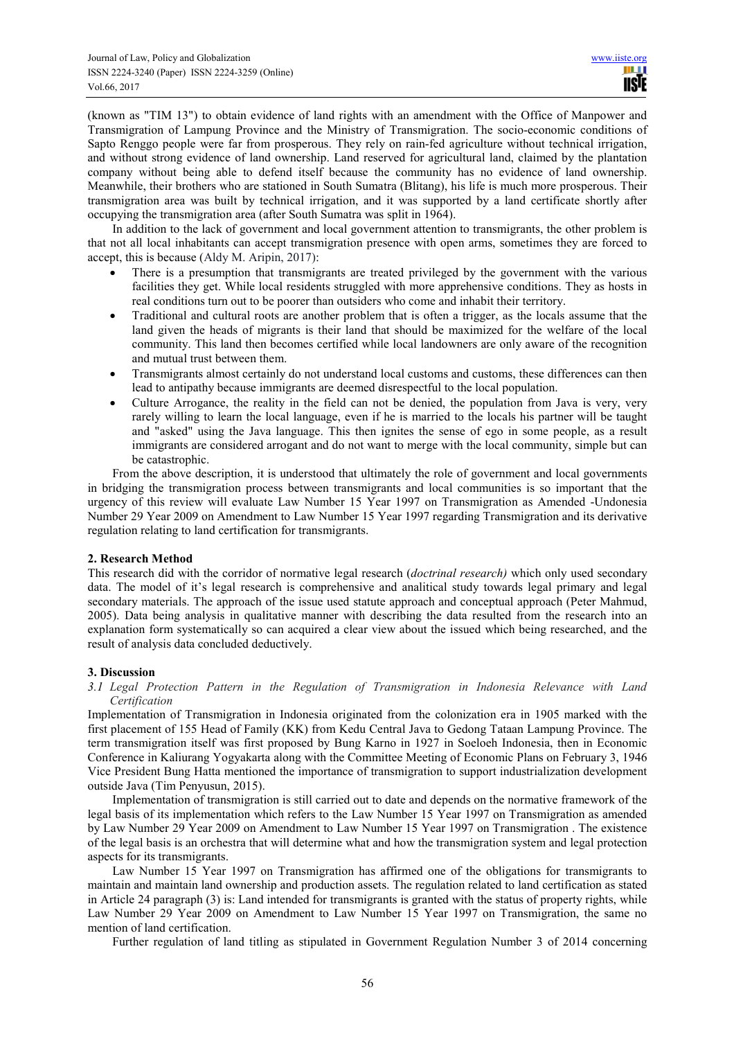(known as "TIM 13") to obtain evidence of land rights with an amendment with the Office of Manpower and Transmigration of Lampung Province and the Ministry of Transmigration. The socio-economic conditions of Sapto Renggo people were far from prosperous. They rely on rain-fed agriculture without technical irrigation, and without strong evidence of land ownership. Land reserved for agricultural land, claimed by the plantation company without being able to defend itself because the community has no evidence of land ownership. Meanwhile, their brothers who are stationed in South Sumatra (Blitang), his life is much more prosperous. Their transmigration area was built by technical irrigation, and it was supported by a land certificate shortly after occupying the transmigration area (after South Sumatra was split in 1964).

In addition to the lack of government and local government attention to transmigrants, the other problem is that not all local inhabitants can accept transmigration presence with open arms, sometimes they are forced to accept, this is because (Aldy M. Aripin, 2017):

- There is a presumption that transmigrants are treated privileged by the government with the various facilities they get. While local residents struggled with more apprehensive conditions. They as hosts in real conditions turn out to be poorer than outsiders who come and inhabit their territory.
- Traditional and cultural roots are another problem that is often a trigger, as the locals assume that the land given the heads of migrants is their land that should be maximized for the welfare of the local community. This land then becomes certified while local landowners are only aware of the recognition and mutual trust between them.
- Transmigrants almost certainly do not understand local customs and customs, these differences can then lead to antipathy because immigrants are deemed disrespectful to the local population.
- Culture Arrogance, the reality in the field can not be denied, the population from Java is very, very rarely willing to learn the local language, even if he is married to the locals his partner will be taught and "asked" using the Java language. This then ignites the sense of ego in some people, as a result immigrants are considered arrogant and do not want to merge with the local community, simple but can be catastrophic.

From the above description, it is understood that ultimately the role of government and local governments in bridging the transmigration process between transmigrants and local communities is so important that the urgency of this review will evaluate Law Number 15 Year 1997 on Transmigration as Amended -Undonesia Number 29 Year 2009 on Amendment to Law Number 15 Year 1997 regarding Transmigration and its derivative regulation relating to land certification for transmigrants.

## 2. Research Method

This research did with the corridor of normative legal research (*doctrinal research)* which only used secondary data. The model of it's legal research is comprehensive and analitical study towards legal primary and legal secondary materials. The approach of the issue used statute approach and conceptual approach (Peter Mahmud, 2005). Data being analysis in qualitative manner with describing the data resulted from the research into an explanation form systematically so can acquired a clear view about the issued which being researched, and the result of analysis data concluded deductively.

## 3. Discussion

### *3.1 Legal Protection Pattern in the Regulation of Transmigration in Indonesia Relevance with Land Certification*

Implementation of Transmigration in Indonesia originated from the colonization era in 1905 marked with the first placement of 155 Head of Family (KK) from Kedu Central Java to Gedong Tataan Lampung Province. The term transmigration itself was first proposed by Bung Karno in 1927 in Soeloeh Indonesia, then in Economic Conference in Kaliurang Yogyakarta along with the Committee Meeting of Economic Plans on February 3, 1946 Vice President Bung Hatta mentioned the importance of transmigration to support industrialization development outside Java (Tim Penyusun, 2015).

Implementation of transmigration is still carried out to date and depends on the normative framework of the legal basis of its implementation which refers to the Law Number 15 Year 1997 on Transmigration as amended by Law Number 29 Year 2009 on Amendment to Law Number 15 Year 1997 on Transmigration . The existence of the legal basis is an orchestra that will determine what and how the transmigration system and legal protection aspects for its transmigrants.

Law Number 15 Year 1997 on Transmigration has affirmed one of the obligations for transmigrants to maintain and maintain land ownership and production assets. The regulation related to land certification as stated in Article 24 paragraph (3) is: Land intended for transmigrants is granted with the status of property rights, while Law Number 29 Year 2009 on Amendment to Law Number 15 Year 1997 on Transmigration, the same no mention of land certification.

Further regulation of land titling as stipulated in Government Regulation Number 3 of 2014 concerning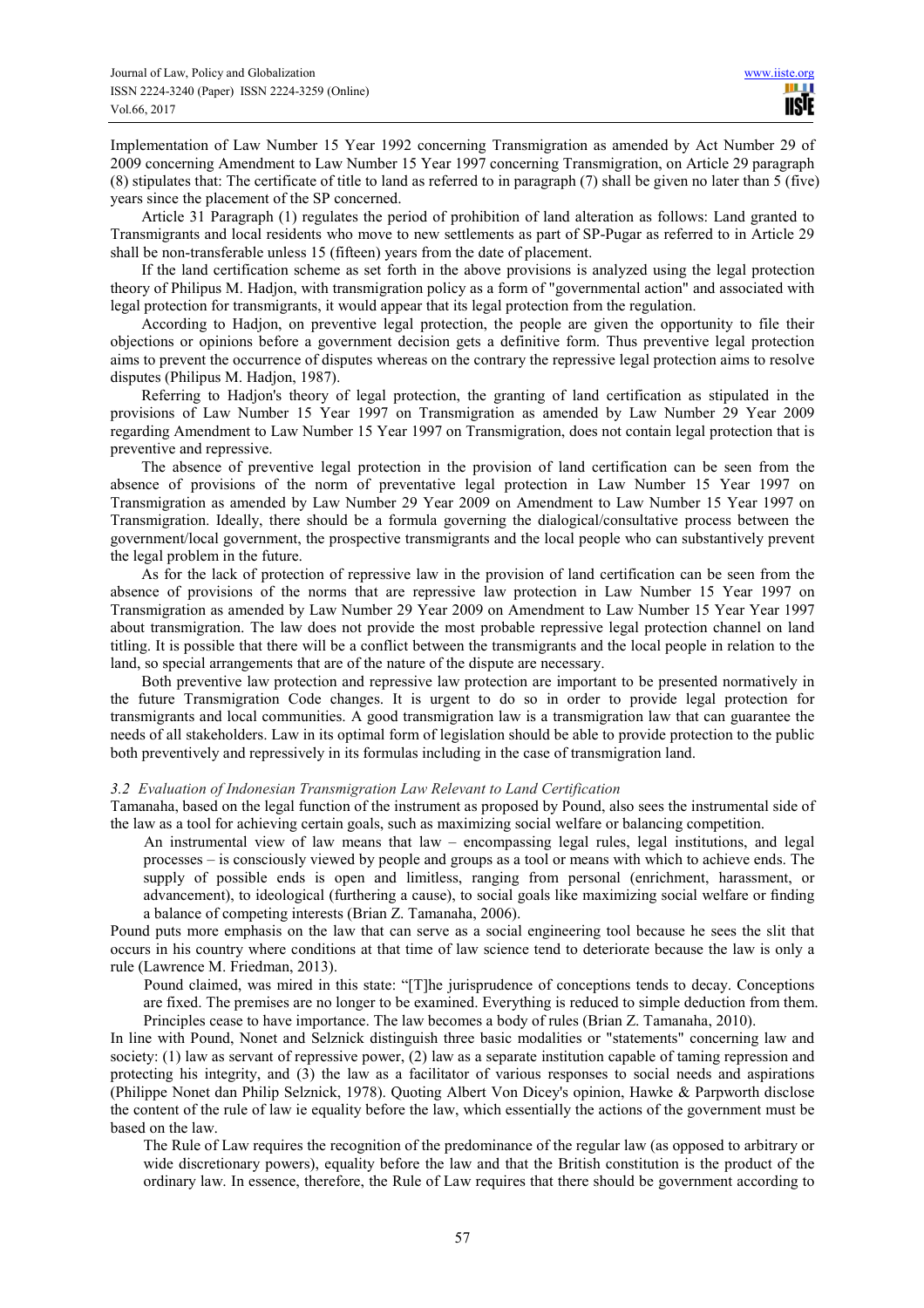Implementation of Law Number 15 Year 1992 concerning Transmigration as amended by Act Number 29 of 2009 concerning Amendment to Law Number 15 Year 1997 concerning Transmigration, on Article 29 paragraph (8) stipulates that: The certificate of title to land as referred to in paragraph (7) shall be given no later than 5 (five) years since the placement of the SP concerned.

Article 31 Paragraph (1) regulates the period of prohibition of land alteration as follows: Land granted to Transmigrants and local residents who move to new settlements as part of SP-Pugar as referred to in Article 29 shall be non-transferable unless 15 (fifteen) years from the date of placement.

If the land certification scheme as set forth in the above provisions is analyzed using the legal protection theory of Philipus M. Hadjon, with transmigration policy as a form of "governmental action" and associated with legal protection for transmigrants, it would appear that its legal protection from the regulation.

According to Hadjon, on preventive legal protection, the people are given the opportunity to file their objections or opinions before a government decision gets a definitive form. Thus preventive legal protection aims to prevent the occurrence of disputes whereas on the contrary the repressive legal protection aims to resolve disputes (Philipus M. Hadjon, 1987).

Referring to Hadjon's theory of legal protection, the granting of land certification as stipulated in the provisions of Law Number 15 Year 1997 on Transmigration as amended by Law Number 29 Year 2009 regarding Amendment to Law Number 15 Year 1997 on Transmigration, does not contain legal protection that is preventive and repressive.

The absence of preventive legal protection in the provision of land certification can be seen from the absence of provisions of the norm of preventative legal protection in Law Number 15 Year 1997 on Transmigration as amended by Law Number 29 Year 2009 on Amendment to Law Number 15 Year 1997 on Transmigration. Ideally, there should be a formula governing the dialogical/consultative process between the government/local government, the prospective transmigrants and the local people who can substantively prevent the legal problem in the future.

As for the lack of protection of repressive law in the provision of land certification can be seen from the absence of provisions of the norms that are repressive law protection in Law Number 15 Year 1997 on Transmigration as amended by Law Number 29 Year 2009 on Amendment to Law Number 15 Year Year 1997 about transmigration. The law does not provide the most probable repressive legal protection channel on land titling. It is possible that there will be a conflict between the transmigrants and the local people in relation to the land, so special arrangements that are of the nature of the dispute are necessary.

Both preventive law protection and repressive law protection are important to be presented normatively in the future Transmigration Code changes. It is urgent to do so in order to provide legal protection for transmigrants and local communities. A good transmigration law is a transmigration law that can guarantee the needs of all stakeholders. Law in its optimal form of legislation should be able to provide protection to the public both preventively and repressively in its formulas including in the case of transmigration land.

### *3.2 Evaluation of Indonesian Transmigration Law Relevant to Land Certification*

Tamanaha, based on the legal function of the instrument as proposed by Pound, also sees the instrumental side of the law as a tool for achieving certain goals, such as maximizing social welfare or balancing competition.

> An instrumental view of law means that law – encompassing legal rules, legal institutions, and legal processes – is consciously viewed by people and groups as a tool or means with which to achieve ends. The supply of possible ends is open and limitless, ranging from personal (enrichment, harassment, or advancement), to ideological (furthering a cause), to social goals like maximizing social welfare or finding a balance of competing interests (Brian Z. Tamanaha, 2006).

Pound puts more emphasis on the law that can serve as a social engineering tool because he sees the slit that occurs in his country where conditions at that time of law science tend to deteriorate because the law is only a rule (Lawrence M. Friedman, 2013).

> Pound claimed, was mired in this state: "[T]he jurisprudence of conceptions tends to decay. Conceptions are fixed. The premises are no longer to be examined. Everything is reduced to simple deduction from them. Principles cease to have importance. The law becomes a body of rules (Brian Z. Tamanaha, 2010).

In line with Pound, Nonet and Selznick distinguish three basic modalities or "statements" concerning law and society: (1) law as servant of repressive power, (2) law as a separate institution capable of taming repression and protecting his integrity, and (3) the law as a facilitator of various responses to social needs and aspirations (Philippe Nonet dan Philip Selznick, 1978). Quoting Albert Von Dicey's opinion, Hawke & Parpworth disclose the content of the rule of law ie equality before the law, which essentially the actions of the government must be based on the law.

> The Rule of Law requires the recognition of the predominance of the regular law (as opposed to arbitrary or wide discretionary powers), equality before the law and that the British constitution is the product of the ordinary law. In essence, therefore, the Rule of Law requires that there should be government according to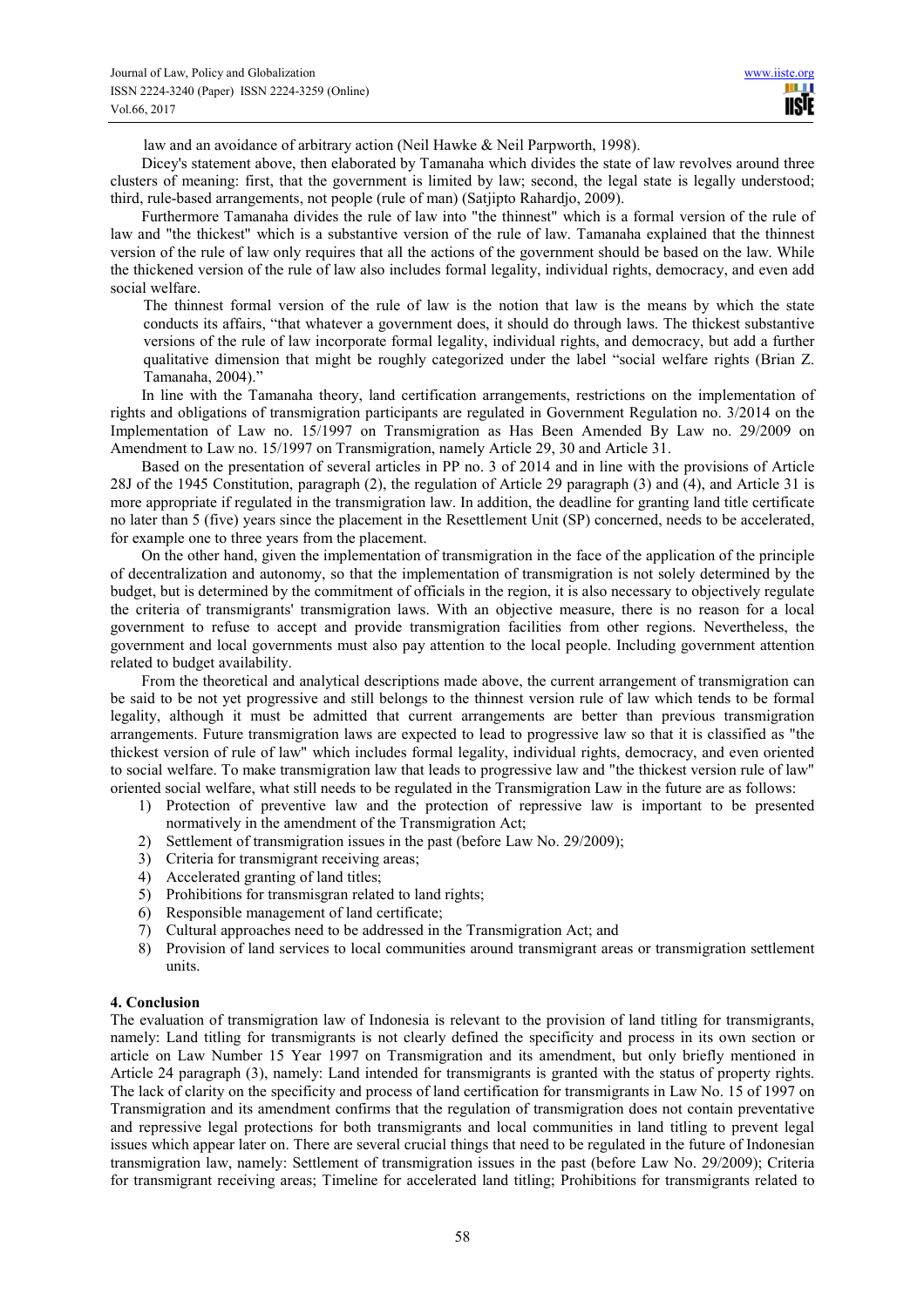law and an avoidance of arbitrary action (Neil Hawke & Neil Parpworth, 1998).

Dicey's statement above, then elaborated by Tamanaha which divides the state of law revolves around three clusters of meaning: first, that the government is limited by law; second, the legal state is legally understood; third, rule-based arrangements, not people (rule of man) (Satjipto Rahardjo, 2009).

Furthermore Tamanaha divides the rule of law into "the thinnest" which is a formal version of the rule of law and "the thickest" which is a substantive version of the rule of law. Tamanaha explained that the thinnest version of the rule of law only requires that all the actions of the government should be based on the law. While the thickened version of the rule of law also includes formal legality, individual rights, democracy, and even add social welfare.

> The thinnest formal version of the rule of law is the notion that law is the means by which the state conducts its affairs, "that whatever a government does, it should do through laws. The thickest substantive versions of the rule of law incorporate formal legality, individual rights, and democracy, but add a further qualitative dimension that might be roughly categorized under the label "social welfare rights (Brian Z. Tamanaha, 2004)."

In line with the Tamanaha theory, land certification arrangements, restrictions on the implementation of rights and obligations of transmigration participants are regulated in Government Regulation no. 3/2014 on the Implementation of Law no. 15/1997 on Transmigration as Has Been Amended By Law no. 29/2009 on Amendment to Law no. 15/1997 on Transmigration, namely Article 29, 30 and Article 31.

Based on the presentation of several articles in PP no. 3 of 2014 and in line with the provisions of Article 28J of the 1945 Constitution, paragraph (2), the regulation of Article 29 paragraph (3) and (4), and Article 31 is more appropriate if regulated in the transmigration law. In addition, the deadline for granting land title certificate no later than 5 (five) years since the placement in the Resettlement Unit (SP) concerned, needs to be accelerated, for example one to three years from the placement.

On the other hand, given the implementation of transmigration in the face of the application of the principle of decentralization and autonomy, so that the implementation of transmigration is not solely determined by the budget, but is determined by the commitment of officials in the region, it is also necessary to objectively regulate the criteria of transmigrants' transmigration laws. With an objective measure, there is no reason for a local government to refuse to accept and provide transmigration facilities from other regions. Nevertheless, the government and local governments must also pay attention to the local people. Including government attention related to budget availability.

From the theoretical and analytical descriptions made above, the current arrangement of transmigration can be said to be not yet progressive and still belongs to the thinnest version rule of law which tends to be formal legality, although it must be admitted that current arrangements are better than previous transmigration arrangements. Future transmigration laws are expected to lead to progressive law so that it is classified as "the thickest version of rule of law" which includes formal legality, individual rights, democracy, and even oriented to social welfare. To make transmigration law that leads to progressive law and "the thickest version rule of law" oriented social welfare, what still needs to be regulated in the Transmigration Law in the future are as follows:

1) Protection of preventive law and the protection of repressive law is important to be presented normatively in the amendment of the Transmigration Act;
2) Settlement of transmigration issues in the past (before Law No. 29/2009);
3) Criteria for transmigrant receiving areas;
4) Accelerated granting of land titles;
5) Prohibitions for transmisgran related to land rights;
6) Responsible management of land certificate;
7) Cultural approaches need to be addressed in the Transmigration Act; and
8) Provision of land services to local communities around transmigrant areas or transmigration settlement units.

## 4. Conclusion

The evaluation of transmigration law of Indonesia is relevant to the provision of land titling for transmigrants, namely: Land titling for transmigrants is not clearly defined the specificity and process in its own section or article on Law Number 15 Year 1997 on Transmigration and its amendment, but only briefly mentioned in Article 24 paragraph (3), namely: Land intended for transmigrants is granted with the status of property rights. The lack of clarity on the specificity and process of land certification for transmigrants in Law No. 15 of 1997 on Transmigration and its amendment confirms that the regulation of transmigration does not contain preventative and repressive legal protections for both transmigrants and local communities in land titling to prevent legal issues which appear later on. There are several crucial things that need to be regulated in the future of Indonesian transmigration law, namely: Settlement of transmigration issues in the past (before Law No. 29/2009); Criteria for transmigrant receiving areas; Timeline for accelerated land titling; Prohibitions for transmigrants related to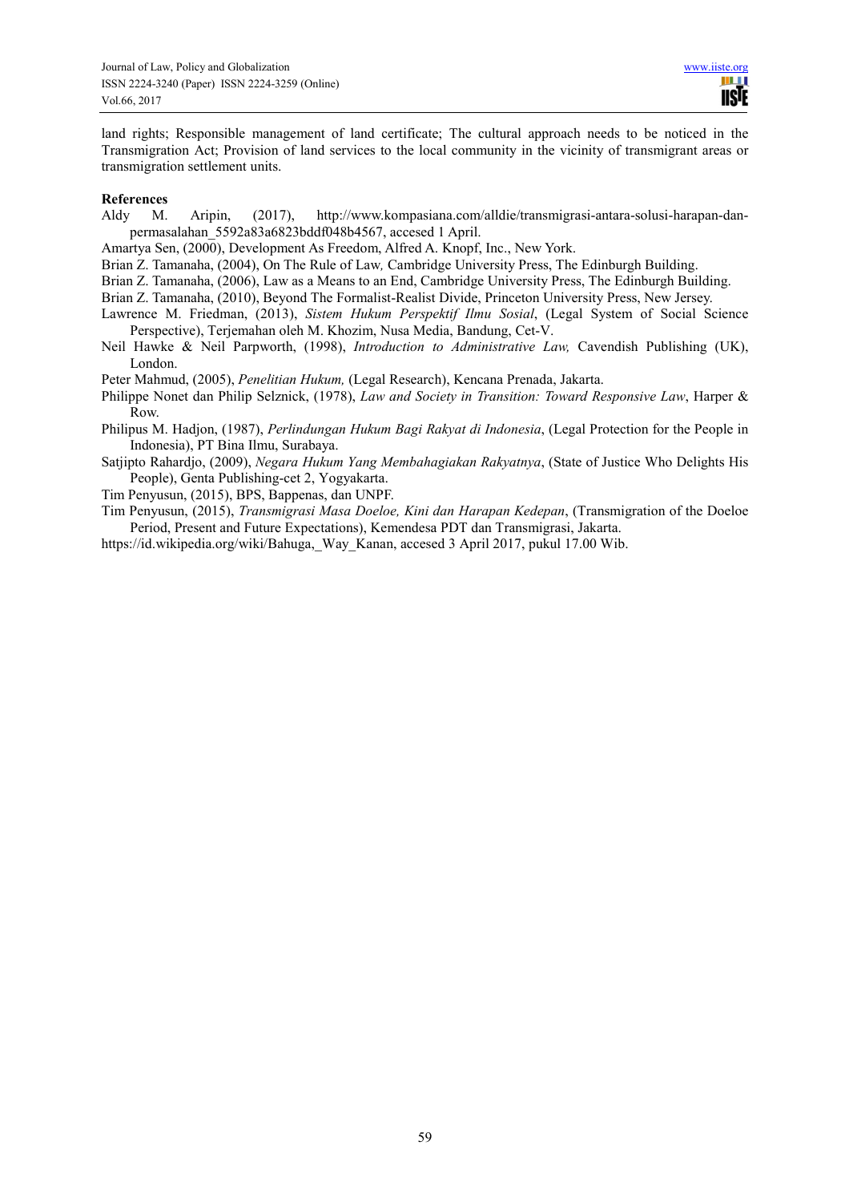land rights; Responsible management of land certificate; The cultural approach needs to be noticed in the Transmigration Act; Provision of land services to the local community in the vicinity of transmigrant areas or transmigration settlement units.

**References**

Aldy M. Aripin, (2017), http://www.kompasiana.com/alldie/transmigrasi-antara-solusi-harapan-dan-permasalahan_5592a83a6823bddf048b4567, accesed 1 April.

Amartya Sen, (2000), Development As Freedom, Alfred A. Knopf, Inc., New York.

Brian Z. Tamanaha, (2004), On The Rule of Law*,* Cambridge University Press, The Edinburgh Building.

Brian Z. Tamanaha, (2006), Law as a Means to an End, Cambridge University Press, The Edinburgh Building.

Brian Z. Tamanaha, (2010), Beyond The Formalist-Realist Divide, Princeton University Press, New Jersey.

Lawrence M. Friedman, (2013), *Sistem Hukum Perspektif Ilmu Sosial*, (Legal System of Social Science Perspective), Terjemahan oleh M. Khozim, Nusa Media, Bandung, Cet-V.

Neil Hawke & Neil Parpworth, (1998), *Introduction to Administrative Law,* Cavendish Publishing (UK), London.

Peter Mahmud, (2005), *Penelitian Hukum,* (Legal Research), Kencana Prenada, Jakarta.

Philippe Nonet dan Philip Selznick, (1978), *Law and Society in Transition: Toward Responsive Law*, Harper & Row.

Philipus M. Hadjon, (1987), *Perlindungan Hukum Bagi Rakyat di Indonesia*, (Legal Protection for the People in Indonesia), PT Bina Ilmu, Surabaya.

Satjipto Rahardjo, (2009), *Negara Hukum Yang Membahagiakan Rakyatnya*, (State of Justice Who Delights His People), Genta Publishing-cet 2, Yogyakarta.

Tim Penyusun, (2015), BPS, Bappenas, dan UNPF.

Tim Penyusun, (2015), *Transmigrasi Masa Doeloe, Kini dan Harapan Kedepan*, (Transmigration of the Doeloe Period, Present and Future Expectations), Kemendesa PDT dan Transmigrasi, Jakarta.

https://id.wikipedia.org/wiki/Bahuga,_Way_Kanan, accesed 3 April 2017, pukul 17.00 Wib.